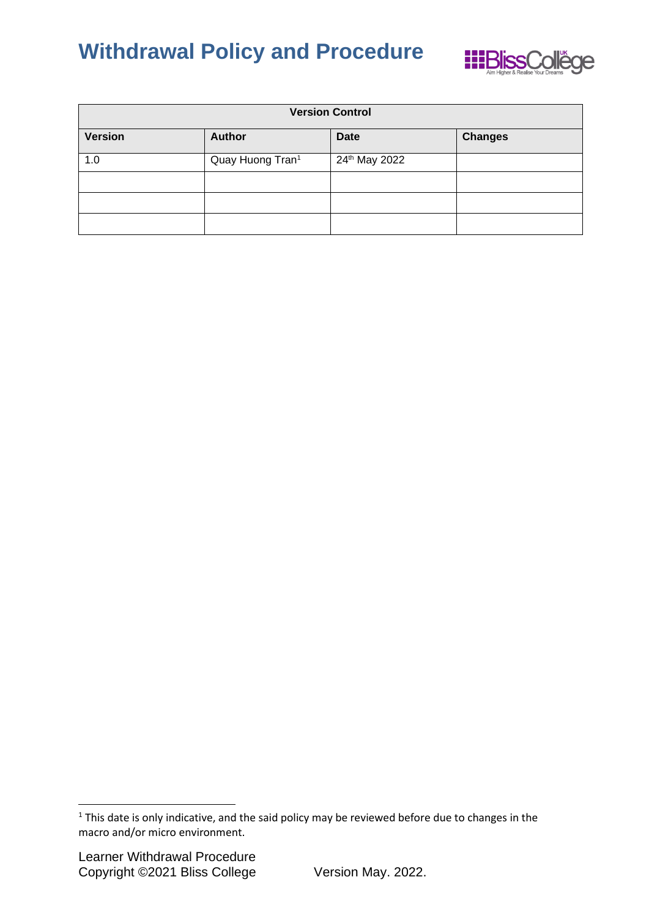# Withdrawal Policy and Procedure

| Version Control | | | |
|---|---|---|---|
| **Version** | **Author** | **Date** | **Changes** |
| 1.0 | Quay Huong Tran[1] | 24th May 2022 | |
| | | | |
| | | | |
| | | | |

[1] This date is only indicative, and the said policy may be reviewed before due to changes in the macro and/or micro environment.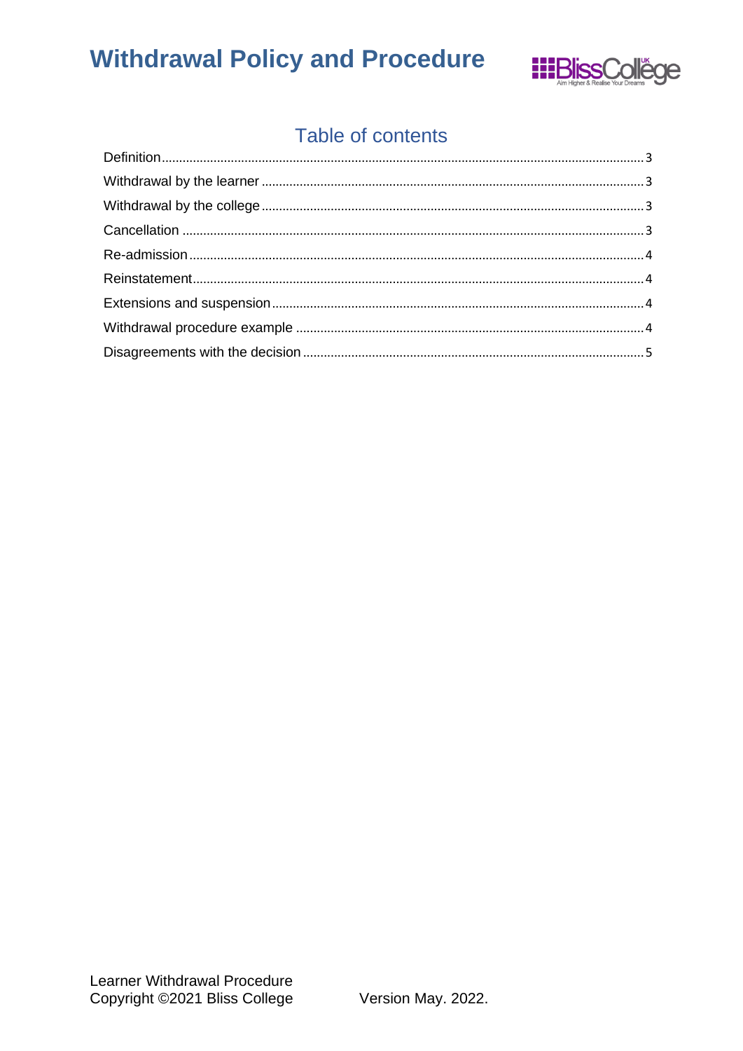## Table of contents

Definition ........ 3
Withdrawal by the learner ........ 3
Withdrawal by the college ........ 3
Cancellation ........ 3
Re-admission ........ 4
Reinstatement ........ 4
Extensions and suspension ........ 4
Withdrawal procedure example ........ 4
Disagreements with the decision ........ 5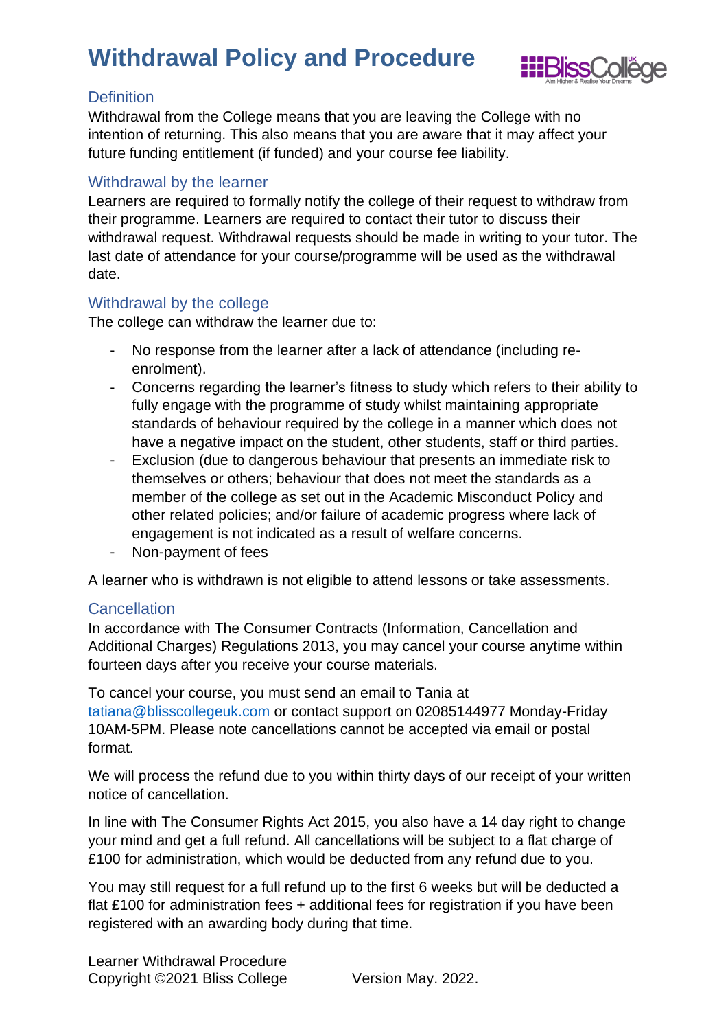# Withdrawal Policy and Procedure

## Definition

Withdrawal from the College means that you are leaving the College with no intention of returning. This also means that you are aware that it may affect your future funding entitlement (if funded) and your course fee liability.

## Withdrawal by the learner

Learners are required to formally notify the college of their request to withdraw from their programme. Learners are required to contact their tutor to discuss their withdrawal request. Withdrawal requests should be made in writing to your tutor. The last date of attendance for your course/programme will be used as the withdrawal date.

## Withdrawal by the college

The college can withdraw the learner due to:

- No response from the learner after a lack of attendance (including re-enrolment).
- Concerns regarding the learner's fitness to study which refers to their ability to fully engage with the programme of study whilst maintaining appropriate standards of behaviour required by the college in a manner which does not have a negative impact on the student, other students, staff or third parties.
- Exclusion (due to dangerous behaviour that presents an immediate risk to themselves or others; behaviour that does not meet the standards as a member of the college as set out in the Academic Misconduct Policy and other related policies; and/or failure of academic progress where lack of engagement is not indicated as a result of welfare concerns.
- Non-payment of fees

A learner who is withdrawn is not eligible to attend lessons or take assessments.

## Cancellation

In accordance with The Consumer Contracts (Information, Cancellation and Additional Charges) Regulations 2013, you may cancel your course anytime within fourteen days after you receive your course materials.

To cancel your course, you must send an email to Tania at tatiana@blisscollegeuk.com or contact support on 02085144977 Monday-Friday 10AM-5PM. Please note cancellations cannot be accepted via email or postal format.

We will process the refund due to you within thirty days of our receipt of your written notice of cancellation.

In line with The Consumer Rights Act 2015, you also have a 14 day right to change your mind and get a full refund. All cancellations will be subject to a flat charge of £100 for administration, which would be deducted from any refund due to you.

You may still request for a full refund up to the first 6 weeks but will be deducted a flat £100 for administration fees + additional fees for registration if you have been registered with an awarding body during that time.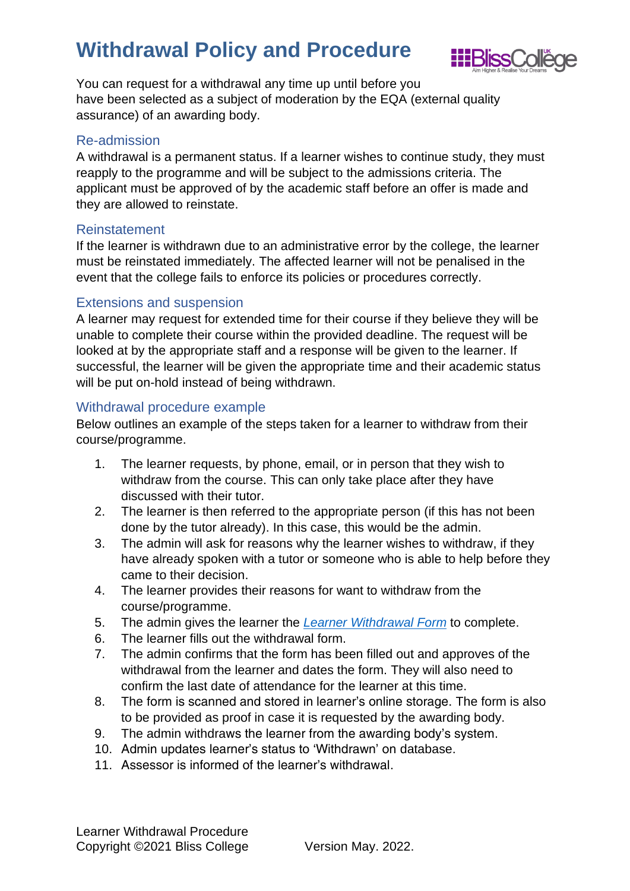# Withdrawal Policy and Procedure

You can request for a withdrawal any time up until before you have been selected as a subject of moderation by the EQA (external quality assurance) of an awarding body.

## Re-admission

A withdrawal is a permanent status. If a learner wishes to continue study, they must reapply to the programme and will be subject to the admissions criteria. The applicant must be approved of by the academic staff before an offer is made and they are allowed to reinstate.

## Reinstatement

If the learner is withdrawn due to an administrative error by the college, the learner must be reinstated immediately. The affected learner will not be penalised in the event that the college fails to enforce its policies or procedures correctly.

## Extensions and suspension

A learner may request for extended time for their course if they believe they will be unable to complete their course within the provided deadline. The request will be looked at by the appropriate staff and a response will be given to the learner. If successful, the learner will be given the appropriate time and their academic status will be put on-hold instead of being withdrawn.

## Withdrawal procedure example

Below outlines an example of the steps taken for a learner to withdraw from their course/programme.

1. The learner requests, by phone, email, or in person that they wish to withdraw from the course. This can only take place after they have discussed with their tutor.
2. The learner is then referred to the appropriate person (if this has not been done by the tutor already). In this case, this would be the admin.
3. The admin will ask for reasons why the learner wishes to withdraw, if they have already spoken with a tutor or someone who is able to help before they came to their decision.
4. The learner provides their reasons for want to withdraw from the course/programme.
5. The admin gives the learner the *Learner Withdrawal Form* to complete.
6. The learner fills out the withdrawal form.
7. The admin confirms that the form has been filled out and approves of the withdrawal from the learner and dates the form. They will also need to confirm the last date of attendance for the learner at this time.
8. The form is scanned and stored in learner's online storage. The form is also to be provided as proof in case it is requested by the awarding body.
9. The admin withdraws the learner from the awarding body's system.
10. Admin updates learner's status to 'Withdrawn' on database.
11. Assessor is informed of the learner's withdrawal.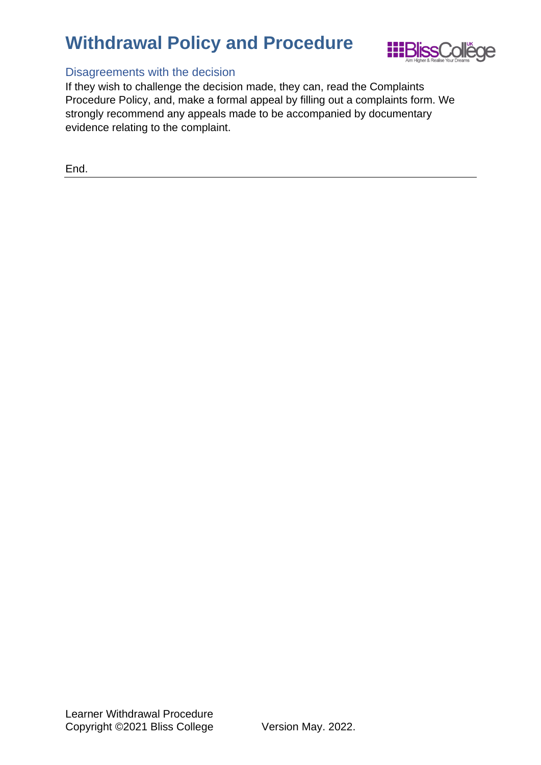### Disagreements with the decision

If they wish to challenge the decision made, they can, read the Complaints Procedure Policy, and, make a formal appeal by filling out a complaints form. We strongly recommend any appeals made to be accompanied by documentary evidence relating to the complaint.

End.

---